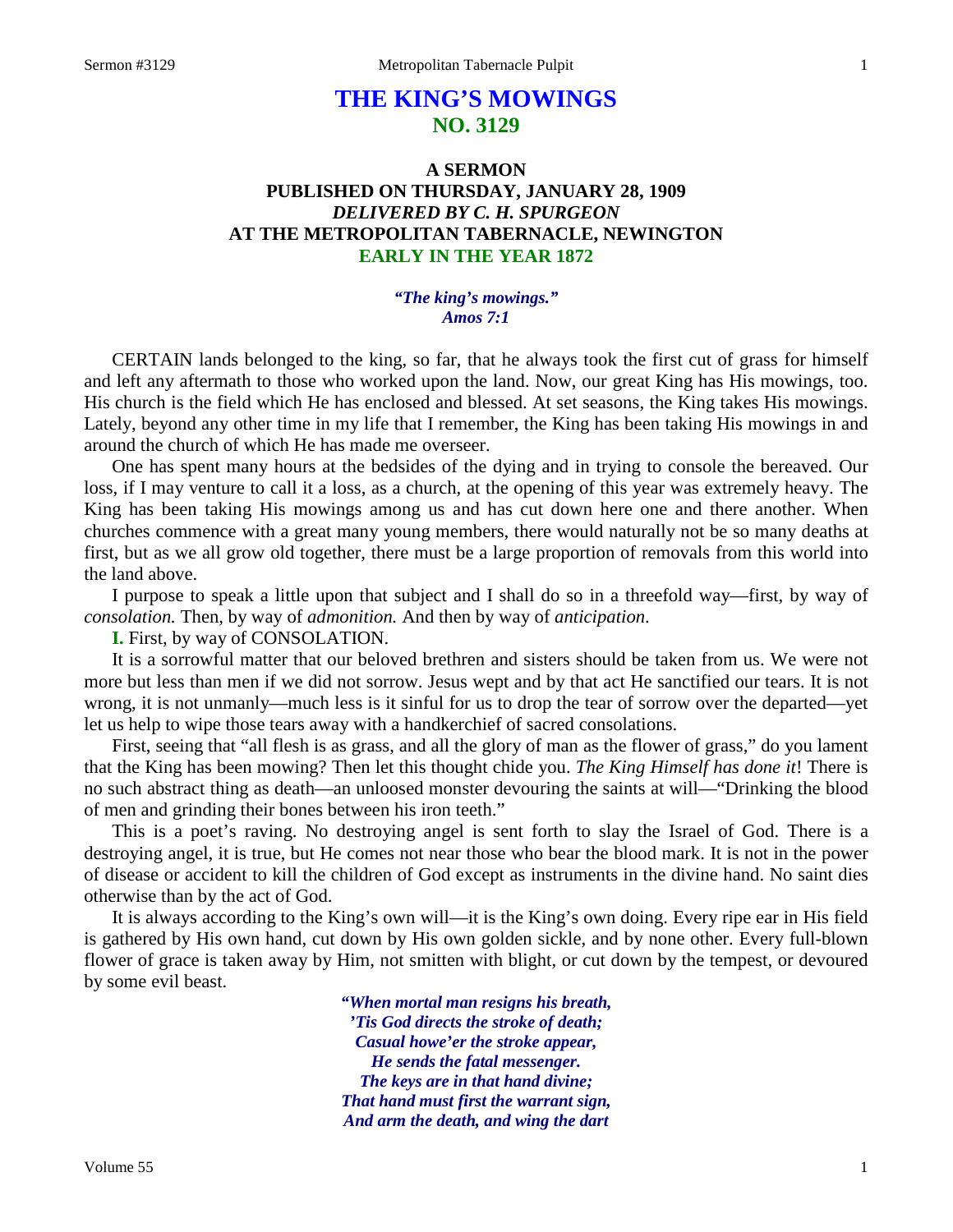# THE KING'S MOWINGS
## NO. 3129

### A SERMON
### PUBLISHED ON THURSDAY, JANUARY 28, 1909
### *DELIVERED BY C. H. SPURGEON*
### AT THE METROPOLITAN TABERNACLE, NEWINGTON
### EARLY IN THE YEAR 1872

*"The king's mowings."*
*Amos 7:1*

CERTAIN lands belonged to the king, so far, that he always took the first cut of grass for himself and left any aftermath to those who worked upon the land. Now, our great King has His mowings, too. His church is the field which He has enclosed and blessed. At set seasons, the King takes His mowings. Lately, beyond any other time in my life that I remember, the King has been taking His mowings in and around the church of which He has made me overseer.

One has spent many hours at the bedsides of the dying and in trying to console the bereaved. Our loss, if I may venture to call it a loss, as a church, at the opening of this year was extremely heavy. The King has been taking His mowings among us and has cut down here one and there another. When churches commence with a great many young members, there would naturally not be so many deaths at first, but as we all grow old together, there must be a large proportion of removals from this world into the land above.

I purpose to speak a little upon that subject and I shall do so in a threefold way—first, by way of *consolation.* Then, by way of *admonition.* And then by way of *anticipation*.

**I.** First, by way of CONSOLATION.

It is a sorrowful matter that our beloved brethren and sisters should be taken from us. We were not more but less than men if we did not sorrow. Jesus wept and by that act He sanctified our tears. It is not wrong, it is not unmanly—much less is it sinful for us to drop the tear of sorrow over the departed—yet let us help to wipe those tears away with a handkerchief of sacred consolations.

First, seeing that "all flesh is as grass, and all the glory of man as the flower of grass," do you lament that the King has been mowing? Then let this thought chide you. *The King Himself has done it*! There is no such abstract thing as death—an unloosed monster devouring the saints at will—"Drinking the blood of men and grinding their bones between his iron teeth."

This is a poet's raving. No destroying angel is sent forth to slay the Israel of God. There is a destroying angel, it is true, but He comes not near those who bear the blood mark. It is not in the power of disease or accident to kill the children of God except as instruments in the divine hand. No saint dies otherwise than by the act of God.

It is always according to the King's own will—it is the King's own doing. Every ripe ear in His field is gathered by His own hand, cut down by His own golden sickle, and by none other. Every full-blown flower of grace is taken away by Him, not smitten with blight, or cut down by the tempest, or devoured by some evil beast.

*"When mortal man resigns his breath,*
*'Tis God directs the stroke of death;*
*Casual howe'er the stroke appear,*
*He sends the fatal messenger.*
*The keys are in that hand divine;*
*That hand must first the warrant sign,*
*And arm the death, and wing the dart*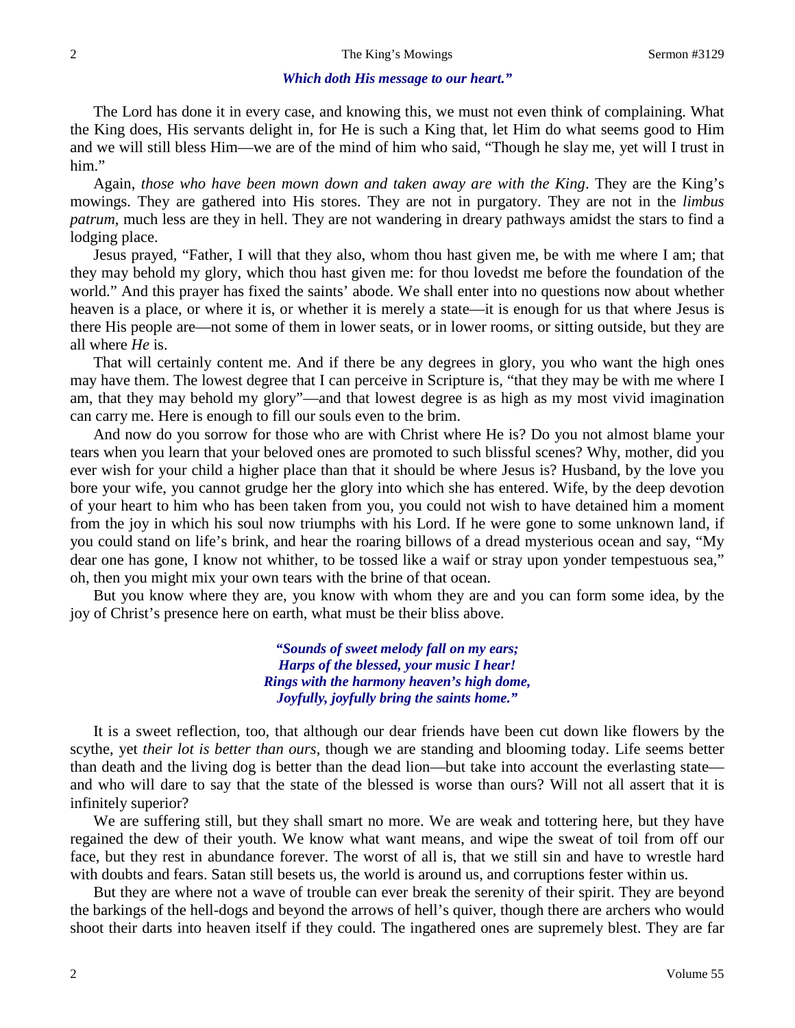***Which doth His message to our heart."***

The Lord has done it in every case, and knowing this, we must not even think of complaining. What the King does, His servants delight in, for He is such a King that, let Him do what seems good to Him and we will still bless Him—we are of the mind of him who said, "Though he slay me, yet will I trust in him."

Again, *those who have been mown down and taken away are with the King*. They are the King's mowings. They are gathered into His stores. They are not in purgatory. They are not in the *limbus patrum*, much less are they in hell. They are not wandering in dreary pathways amidst the stars to find a lodging place.

Jesus prayed, "Father, I will that they also, whom thou hast given me, be with me where I am; that they may behold my glory, which thou hast given me: for thou lovedst me before the foundation of the world." And this prayer has fixed the saints' abode. We shall enter into no questions now about whether heaven is a place, or where it is, or whether it is merely a state—it is enough for us that where Jesus is there His people are—not some of them in lower seats, or in lower rooms, or sitting outside, but they are all where *He* is.

That will certainly content me. And if there be any degrees in glory, you who want the high ones may have them. The lowest degree that I can perceive in Scripture is, "that they may be with me where I am, that they may behold my glory"—and that lowest degree is as high as my most vivid imagination can carry me. Here is enough to fill our souls even to the brim.

And now do you sorrow for those who are with Christ where He is? Do you not almost blame your tears when you learn that your beloved ones are promoted to such blissful scenes? Why, mother, did you ever wish for your child a higher place than that it should be where Jesus is? Husband, by the love you bore your wife, you cannot grudge her the glory into which she has entered. Wife, by the deep devotion of your heart to him who has been taken from you, you could not wish to have detained him a moment from the joy in which his soul now triumphs with his Lord. If he were gone to some unknown land, if you could stand on life's brink, and hear the roaring billows of a dread mysterious ocean and say, "My dear one has gone, I know not whither, to be tossed like a waif or stray upon yonder tempestuous sea," oh, then you might mix your own tears with the brine of that ocean.

But you know where they are, you know with whom they are and you can form some idea, by the joy of Christ's presence here on earth, what must be their bliss above.

> ***"Sounds of sweet melody fall on my ears;***
> ***Harps of the blessed, your music I hear!***
> ***Rings with the harmony heaven's high dome,***
> ***Joyfully, joyfully bring the saints home."***

It is a sweet reflection, too, that although our dear friends have been cut down like flowers by the scythe, yet *their lot is better than ours*, though we are standing and blooming today. Life seems better than death and the living dog is better than the dead lion—but take into account the everlasting state—and who will dare to say that the state of the blessed is worse than ours? Will not all assert that it is infinitely superior?

We are suffering still, but they shall smart no more. We are weak and tottering here, but they have regained the dew of their youth. We know what want means, and wipe the sweat of toil from off our face, but they rest in abundance forever. The worst of all is, that we still sin and have to wrestle hard with doubts and fears. Satan still besets us, the world is around us, and corruptions fester within us.

But they are where not a wave of trouble can ever break the serenity of their spirit. They are beyond the barkings of the hell-dogs and beyond the arrows of hell's quiver, though there are archers who would shoot their darts into heaven itself if they could. The ingathered ones are supremely blest. They are far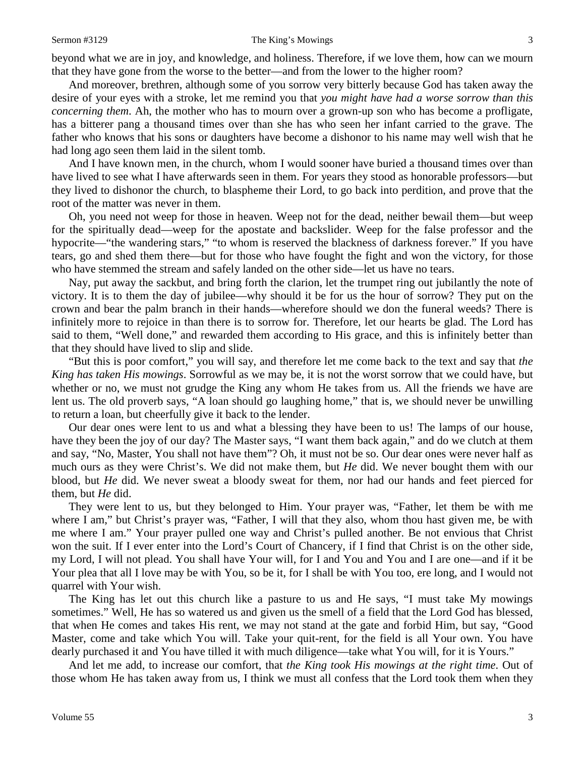beyond what we are in joy, and knowledge, and holiness. Therefore, if we love them, how can we mourn that they have gone from the worse to the better—and from the lower to the higher room?

And moreover, brethren, although some of you sorrow very bitterly because God has taken away the desire of your eyes with a stroke, let me remind you that *you might have had a worse sorrow than this concerning them*. Ah, the mother who has to mourn over a grown-up son who has become a profligate, has a bitterer pang a thousand times over than she has who seen her infant carried to the grave. The father who knows that his sons or daughters have become a dishonor to his name may well wish that he had long ago seen them laid in the silent tomb.

And I have known men, in the church, whom I would sooner have buried a thousand times over than have lived to see what I have afterwards seen in them. For years they stood as honorable professors—but they lived to dishonor the church, to blaspheme their Lord, to go back into perdition, and prove that the root of the matter was never in them.

Oh, you need not weep for those in heaven. Weep not for the dead, neither bewail them—but weep for the spiritually dead—weep for the apostate and backslider. Weep for the false professor and the hypocrite—"the wandering stars," "to whom is reserved the blackness of darkness forever." If you have tears, go and shed them there—but for those who have fought the fight and won the victory, for those who have stemmed the stream and safely landed on the other side—let us have no tears.

Nay, put away the sackbut, and bring forth the clarion, let the trumpet ring out jubilantly the note of victory. It is to them the day of jubilee—why should it be for us the hour of sorrow? They put on the crown and bear the palm branch in their hands—wherefore should we don the funeral weeds? There is infinitely more to rejoice in than there is to sorrow for. Therefore, let our hearts be glad. The Lord has said to them, "Well done," and rewarded them according to His grace, and this is infinitely better than that they should have lived to slip and slide.

"But this is poor comfort," you will say, and therefore let me come back to the text and say that *the King has taken His mowings*. Sorrowful as we may be, it is not the worst sorrow that we could have, but whether or no, we must not grudge the King any whom He takes from us. All the friends we have are lent us. The old proverb says, "A loan should go laughing home," that is, we should never be unwilling to return a loan, but cheerfully give it back to the lender.

Our dear ones were lent to us and what a blessing they have been to us! The lamps of our house, have they been the joy of our day? The Master says, "I want them back again," and do we clutch at them and say, "No, Master, You shall not have them"? Oh, it must not be so. Our dear ones were never half as much ours as they were Christ's. We did not make them, but *He* did. We never bought them with our blood, but *He* did. We never sweat a bloody sweat for them, nor had our hands and feet pierced for them, but *He* did.

They were lent to us, but they belonged to Him. Your prayer was, "Father, let them be with me where I am," but Christ's prayer was, "Father, I will that they also, whom thou hast given me, be with me where I am." Your prayer pulled one way and Christ's pulled another. Be not envious that Christ won the suit. If I ever enter into the Lord's Court of Chancery, if I find that Christ is on the other side, my Lord, I will not plead. You shall have Your will, for I and You and You and I are one—and if it be Your plea that all I love may be with You, so be it, for I shall be with You too, ere long, and I would not quarrel with Your wish.

The King has let out this church like a pasture to us and He says, "I must take My mowings sometimes." Well, He has so watered us and given us the smell of a field that the Lord God has blessed, that when He comes and takes His rent, we may not stand at the gate and forbid Him, but say, "Good Master, come and take which You will. Take your quit-rent, for the field is all Your own. You have dearly purchased it and You have tilled it with much diligence—take what You will, for it is Yours."

And let me add, to increase our comfort, that *the King took His mowings at the right time*. Out of those whom He has taken away from us, I think we must all confess that the Lord took them when they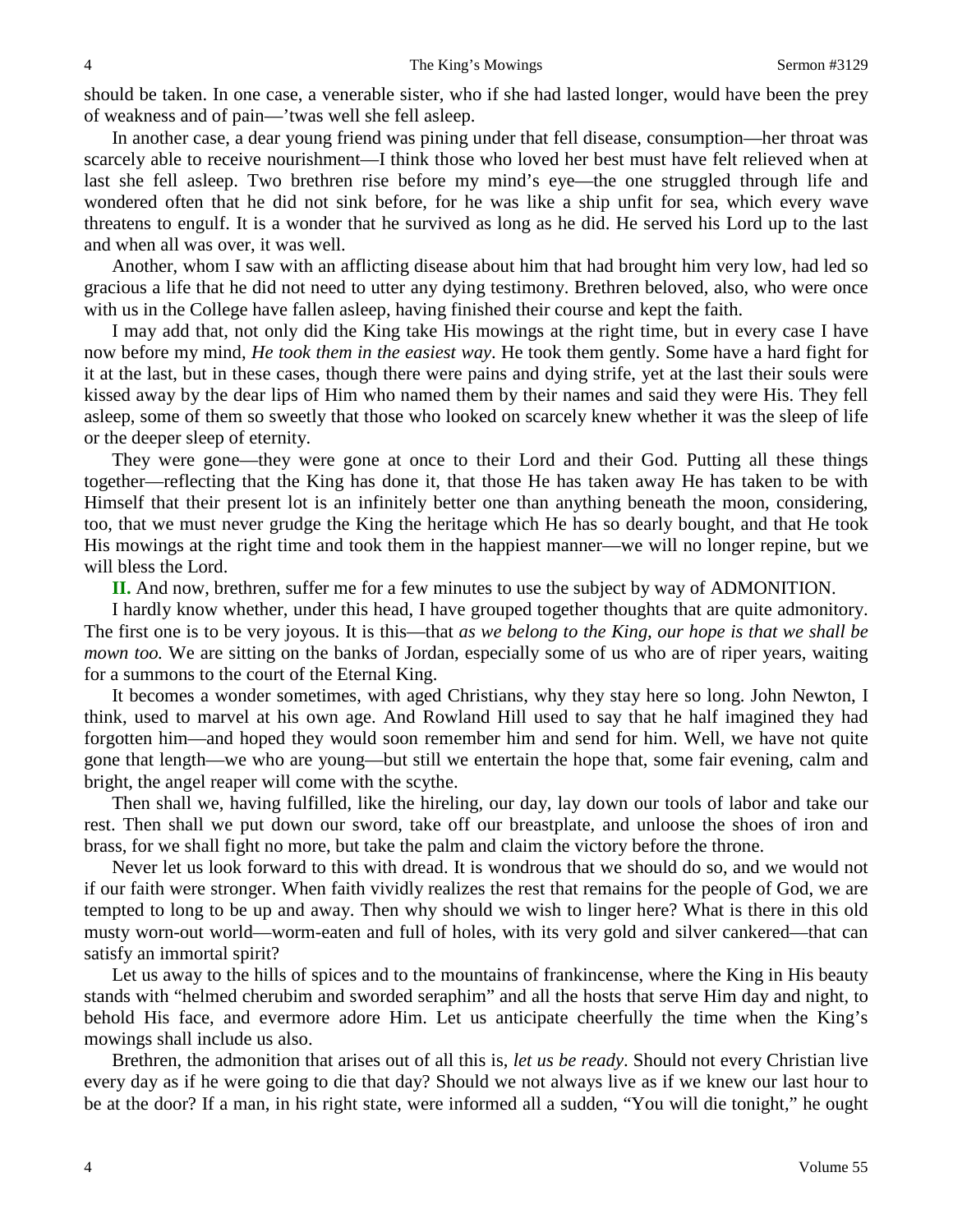should be taken. In one case, a venerable sister, who if she had lasted longer, would have been the prey of weakness and of pain—'twas well she fell asleep.

In another case, a dear young friend was pining under that fell disease, consumption—her throat was scarcely able to receive nourishment—I think those who loved her best must have felt relieved when at last she fell asleep. Two brethren rise before my mind's eye—the one struggled through life and wondered often that he did not sink before, for he was like a ship unfit for sea, which every wave threatens to engulf. It is a wonder that he survived as long as he did. He served his Lord up to the last and when all was over, it was well.

Another, whom I saw with an afflicting disease about him that had brought him very low, had led so gracious a life that he did not need to utter any dying testimony. Brethren beloved, also, who were once with us in the College have fallen asleep, having finished their course and kept the faith.

I may add that, not only did the King take His mowings at the right time, but in every case I have now before my mind, *He took them in the easiest way*. He took them gently. Some have a hard fight for it at the last, but in these cases, though there were pains and dying strife, yet at the last their souls were kissed away by the dear lips of Him who named them by their names and said they were His. They fell asleep, some of them so sweetly that those who looked on scarcely knew whether it was the sleep of life or the deeper sleep of eternity.

They were gone—they were gone at once to their Lord and their God. Putting all these things together—reflecting that the King has done it, that those He has taken away He has taken to be with Himself that their present lot is an infinitely better one than anything beneath the moon, considering, too, that we must never grudge the King the heritage which He has so dearly bought, and that He took His mowings at the right time and took them in the happiest manner—we will no longer repine, but we will bless the Lord.

**II.** And now, brethren, suffer me for a few minutes to use the subject by way of ADMONITION.

I hardly know whether, under this head, I have grouped together thoughts that are quite admonitory. The first one is to be very joyous. It is this—that *as we belong to the King, our hope is that we shall be mown too.* We are sitting on the banks of Jordan, especially some of us who are of riper years, waiting for a summons to the court of the Eternal King.

It becomes a wonder sometimes, with aged Christians, why they stay here so long. John Newton, I think, used to marvel at his own age. And Rowland Hill used to say that he half imagined they had forgotten him—and hoped they would soon remember him and send for him. Well, we have not quite gone that length—we who are young—but still we entertain the hope that, some fair evening, calm and bright, the angel reaper will come with the scythe.

Then shall we, having fulfilled, like the hireling, our day, lay down our tools of labor and take our rest. Then shall we put down our sword, take off our breastplate, and unloose the shoes of iron and brass, for we shall fight no more, but take the palm and claim the victory before the throne.

Never let us look forward to this with dread. It is wondrous that we should do so, and we would not if our faith were stronger. When faith vividly realizes the rest that remains for the people of God, we are tempted to long to be up and away. Then why should we wish to linger here? What is there in this old musty worn-out world—worm-eaten and full of holes, with its very gold and silver cankered—that can satisfy an immortal spirit?

Let us away to the hills of spices and to the mountains of frankincense, where the King in His beauty stands with "helmed cherubim and sworded seraphim" and all the hosts that serve Him day and night, to behold His face, and evermore adore Him. Let us anticipate cheerfully the time when the King's mowings shall include us also.

Brethren, the admonition that arises out of all this is, *let us be ready*. Should not every Christian live every day as if he were going to die that day? Should we not always live as if we knew our last hour to be at the door? If a man, in his right state, were informed all a sudden, "You will die tonight," he ought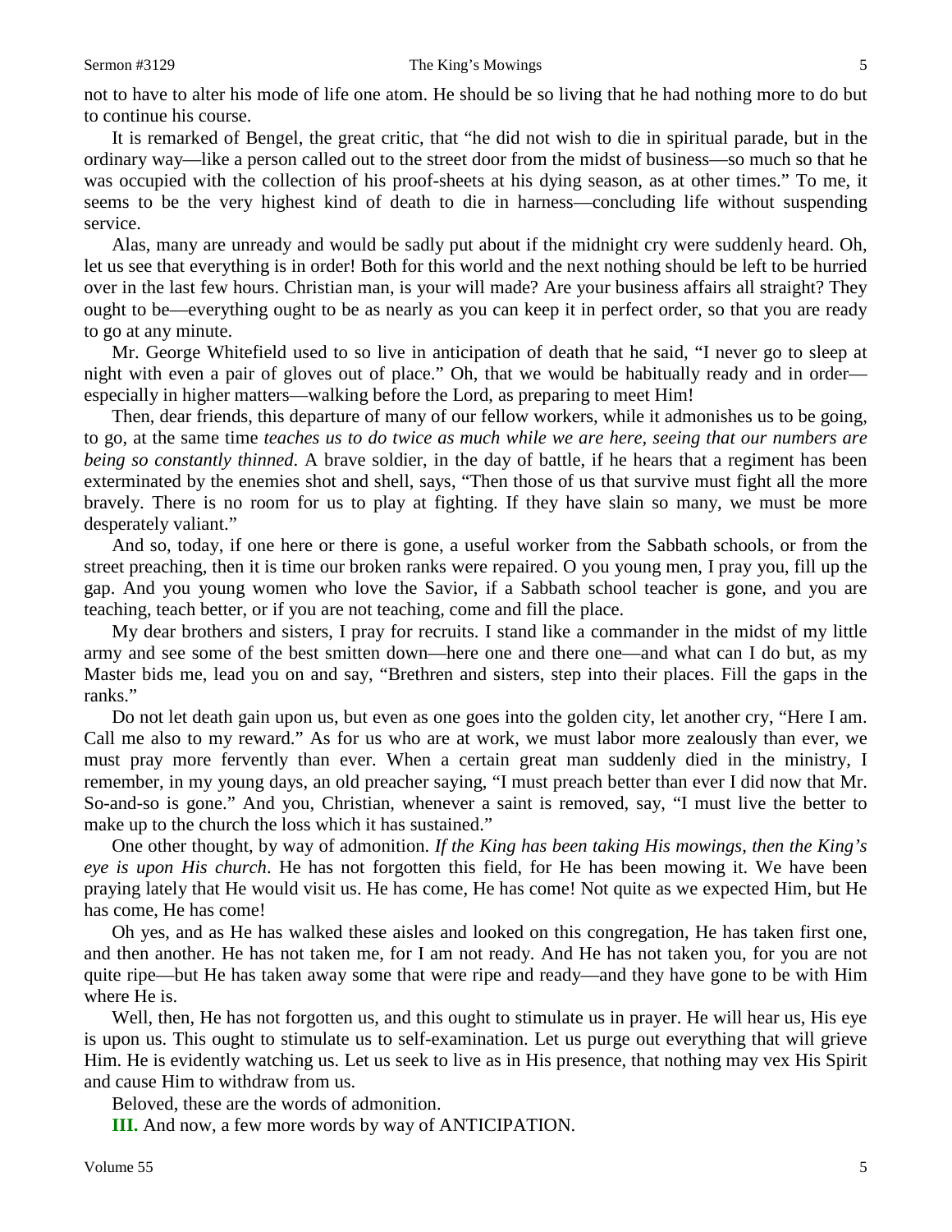not to have to alter his mode of life one atom. He should be so living that he had nothing more to do but to continue his course.

It is remarked of Bengel, the great critic, that "he did not wish to die in spiritual parade, but in the ordinary way—like a person called out to the street door from the midst of business—so much so that he was occupied with the collection of his proof-sheets at his dying season, as at other times." To me, it seems to be the very highest kind of death to die in harness—concluding life without suspending service.

Alas, many are unready and would be sadly put about if the midnight cry were suddenly heard. Oh, let us see that everything is in order! Both for this world and the next nothing should be left to be hurried over in the last few hours. Christian man, is your will made? Are your business affairs all straight? They ought to be—everything ought to be as nearly as you can keep it in perfect order, so that you are ready to go at any minute.

Mr. George Whitefield used to so live in anticipation of death that he said, "I never go to sleep at night with even a pair of gloves out of place." Oh, that we would be habitually ready and in order—especially in higher matters—walking before the Lord, as preparing to meet Him!

Then, dear friends, this departure of many of our fellow workers, while it admonishes us to be going, to go, at the same time *teaches us to do twice as much while we are here, seeing that our numbers are being so constantly thinned*. A brave soldier, in the day of battle, if he hears that a regiment has been exterminated by the enemies shot and shell, says, "Then those of us that survive must fight all the more bravely. There is no room for us to play at fighting. If they have slain so many, we must be more desperately valiant."

And so, today, if one here or there is gone, a useful worker from the Sabbath schools, or from the street preaching, then it is time our broken ranks were repaired. O you young men, I pray you, fill up the gap. And you young women who love the Savior, if a Sabbath school teacher is gone, and you are teaching, teach better, or if you are not teaching, come and fill the place.

My dear brothers and sisters, I pray for recruits. I stand like a commander in the midst of my little army and see some of the best smitten down—here one and there one—and what can I do but, as my Master bids me, lead you on and say, "Brethren and sisters, step into their places. Fill the gaps in the ranks."

Do not let death gain upon us, but even as one goes into the golden city, let another cry, "Here I am. Call me also to my reward." As for us who are at work, we must labor more zealously than ever, we must pray more fervently than ever. When a certain great man suddenly died in the ministry, I remember, in my young days, an old preacher saying, "I must preach better than ever I did now that Mr. So-and-so is gone." And you, Christian, whenever a saint is removed, say, "I must live the better to make up to the church the loss which it has sustained."

One other thought, by way of admonition. *If the King has been taking His mowings, then the King's eye is upon His church*. He has not forgotten this field, for He has been mowing it. We have been praying lately that He would visit us. He has come, He has come! Not quite as we expected Him, but He has come, He has come!

Oh yes, and as He has walked these aisles and looked on this congregation, He has taken first one, and then another. He has not taken me, for I am not ready. And He has not taken you, for you are not quite ripe—but He has taken away some that were ripe and ready—and they have gone to be with Him where He is.

Well, then, He has not forgotten us, and this ought to stimulate us in prayer. He will hear us, His eye is upon us. This ought to stimulate us to self-examination. Let us purge out everything that will grieve Him. He is evidently watching us. Let us seek to live as in His presence, that nothing may vex His Spirit and cause Him to withdraw from us.

Beloved, these are the words of admonition.

**III.** And now, a few more words by way of ANTICIPATION.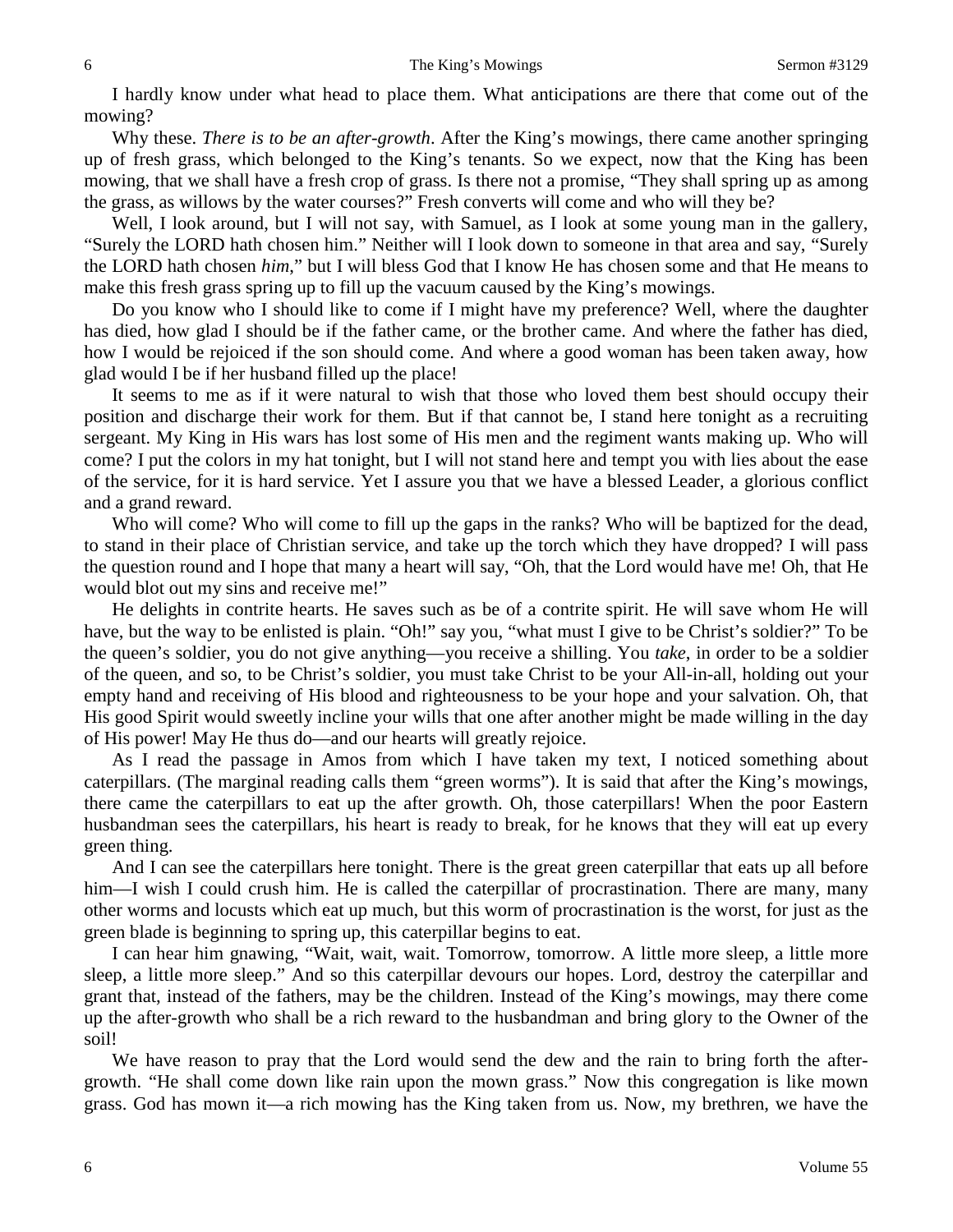I hardly know under what head to place them. What anticipations are there that come out of the mowing?

Why these. *There is to be an after-growth*. After the King's mowings, there came another springing up of fresh grass, which belonged to the King's tenants. So we expect, now that the King has been mowing, that we shall have a fresh crop of grass. Is there not a promise, "They shall spring up as among the grass, as willows by the water courses?" Fresh converts will come and who will they be?

Well, I look around, but I will not say, with Samuel, as I look at some young man in the gallery, "Surely the LORD hath chosen him." Neither will I look down to someone in that area and say, "Surely the LORD hath chosen *him*," but I will bless God that I know He has chosen some and that He means to make this fresh grass spring up to fill up the vacuum caused by the King's mowings.

Do you know who I should like to come if I might have my preference? Well, where the daughter has died, how glad I should be if the father came, or the brother came. And where the father has died, how I would be rejoiced if the son should come. And where a good woman has been taken away, how glad would I be if her husband filled up the place!

It seems to me as if it were natural to wish that those who loved them best should occupy their position and discharge their work for them. But if that cannot be, I stand here tonight as a recruiting sergeant. My King in His wars has lost some of His men and the regiment wants making up. Who will come? I put the colors in my hat tonight, but I will not stand here and tempt you with lies about the ease of the service, for it is hard service. Yet I assure you that we have a blessed Leader, a glorious conflict and a grand reward.

Who will come? Who will come to fill up the gaps in the ranks? Who will be baptized for the dead, to stand in their place of Christian service, and take up the torch which they have dropped? I will pass the question round and I hope that many a heart will say, "Oh, that the Lord would have me! Oh, that He would blot out my sins and receive me!"

He delights in contrite hearts. He saves such as be of a contrite spirit. He will save whom He will have, but the way to be enlisted is plain. "Oh!" say you, "what must I give to be Christ's soldier?" To be the queen's soldier, you do not give anything—you receive a shilling. You *take*, in order to be a soldier of the queen, and so, to be Christ's soldier, you must take Christ to be your All-in-all, holding out your empty hand and receiving of His blood and righteousness to be your hope and your salvation. Oh, that His good Spirit would sweetly incline your wills that one after another might be made willing in the day of His power! May He thus do—and our hearts will greatly rejoice.

As I read the passage in Amos from which I have taken my text, I noticed something about caterpillars. (The marginal reading calls them "green worms"). It is said that after the King's mowings, there came the caterpillars to eat up the after growth. Oh, those caterpillars! When the poor Eastern husbandman sees the caterpillars, his heart is ready to break, for he knows that they will eat up every green thing.

And I can see the caterpillars here tonight. There is the great green caterpillar that eats up all before him—I wish I could crush him. He is called the caterpillar of procrastination. There are many, many other worms and locusts which eat up much, but this worm of procrastination is the worst, for just as the green blade is beginning to spring up, this caterpillar begins to eat.

I can hear him gnawing, "Wait, wait, wait. Tomorrow, tomorrow. A little more sleep, a little more sleep, a little more sleep." And so this caterpillar devours our hopes. Lord, destroy the caterpillar and grant that, instead of the fathers, may be the children. Instead of the King's mowings, may there come up the after-growth who shall be a rich reward to the husbandman and bring glory to the Owner of the soil!

We have reason to pray that the Lord would send the dew and the rain to bring forth the after-growth. "He shall come down like rain upon the mown grass." Now this congregation is like mown grass. God has mown it—a rich mowing has the King taken from us. Now, my brethren, we have the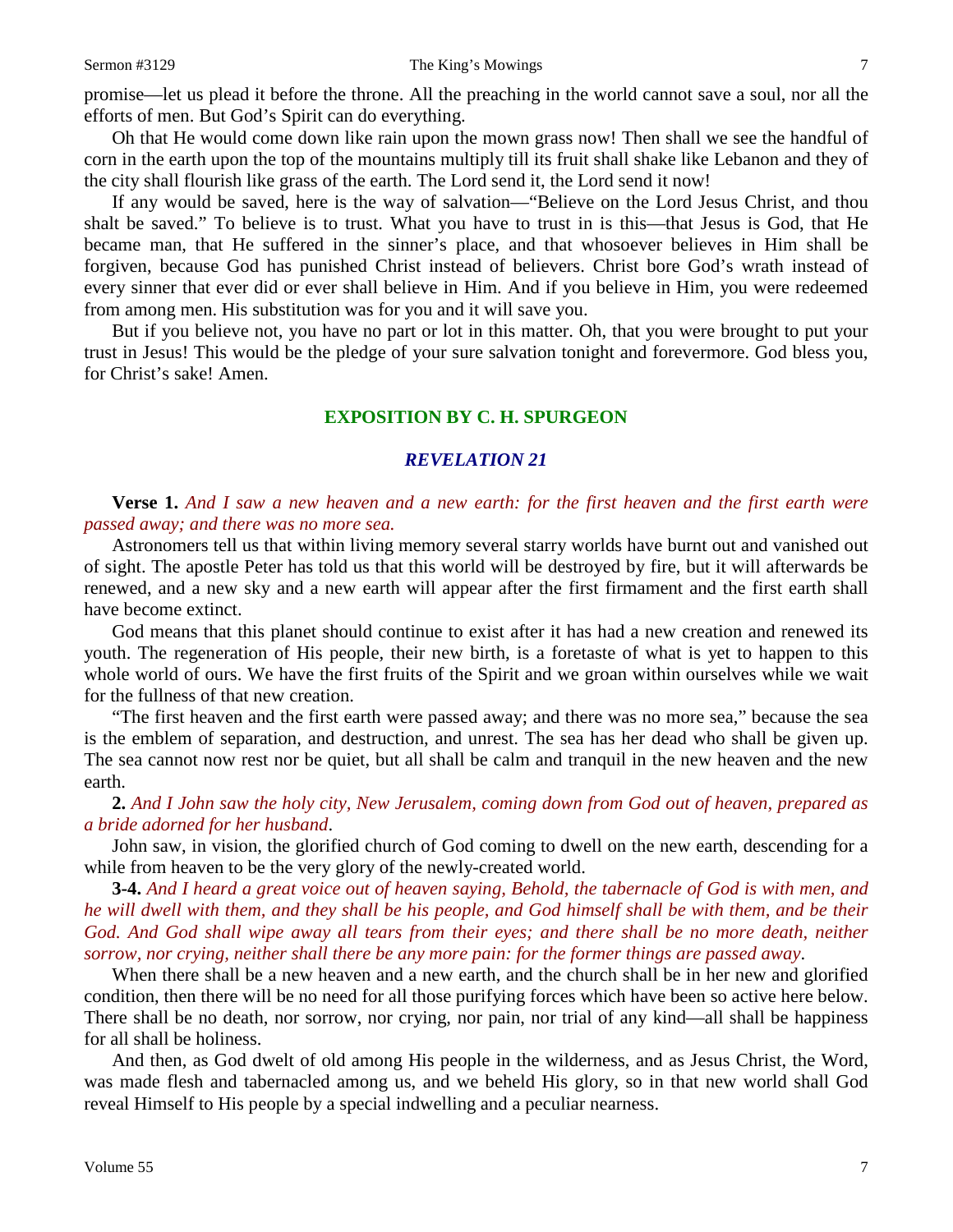promise—let us plead it before the throne. All the preaching in the world cannot save a soul, nor all the efforts of men. But God's Spirit can do everything.

Oh that He would come down like rain upon the mown grass now! Then shall we see the handful of corn in the earth upon the top of the mountains multiply till its fruit shall shake like Lebanon and they of the city shall flourish like grass of the earth. The Lord send it, the Lord send it now!

If any would be saved, here is the way of salvation—"Believe on the Lord Jesus Christ, and thou shalt be saved." To believe is to trust. What you have to trust in is this—that Jesus is God, that He became man, that He suffered in the sinner's place, and that whosoever believes in Him shall be forgiven, because God has punished Christ instead of believers. Christ bore God's wrath instead of every sinner that ever did or ever shall believe in Him. And if you believe in Him, you were redeemed from among men. His substitution was for you and it will save you.

But if you believe not, you have no part or lot in this matter. Oh, that you were brought to put your trust in Jesus! This would be the pledge of your sure salvation tonight and forevermore. God bless you, for Christ's sake! Amen.

## EXPOSITION BY C. H. SPURGEON

### *REVELATION 21*

**Verse 1.** *And I saw a new heaven and a new earth: for the first heaven and the first earth were passed away; and there was no more sea.*

Astronomers tell us that within living memory several starry worlds have burnt out and vanished out of sight. The apostle Peter has told us that this world will be destroyed by fire, but it will afterwards be renewed, and a new sky and a new earth will appear after the first firmament and the first earth shall have become extinct.

God means that this planet should continue to exist after it has had a new creation and renewed its youth. The regeneration of His people, their new birth, is a foretaste of what is yet to happen to this whole world of ours. We have the first fruits of the Spirit and we groan within ourselves while we wait for the fullness of that new creation.

"The first heaven and the first earth were passed away; and there was no more sea," because the sea is the emblem of separation, and destruction, and unrest. The sea has her dead who shall be given up. The sea cannot now rest nor be quiet, but all shall be calm and tranquil in the new heaven and the new earth.

**2.** *And I John saw the holy city, New Jerusalem, coming down from God out of heaven, prepared as a bride adorned for her husband*.

John saw, in vision, the glorified church of God coming to dwell on the new earth, descending for a while from heaven to be the very glory of the newly-created world.

**3-4.** *And I heard a great voice out of heaven saying, Behold, the tabernacle of God is with men, and he will dwell with them, and they shall be his people, and God himself shall be with them, and be their God. And God shall wipe away all tears from their eyes; and there shall be no more death, neither sorrow, nor crying, neither shall there be any more pain: for the former things are passed away*.

When there shall be a new heaven and a new earth, and the church shall be in her new and glorified condition, then there will be no need for all those purifying forces which have been so active here below. There shall be no death, nor sorrow, nor crying, nor pain, nor trial of any kind—all shall be happiness for all shall be holiness.

And then, as God dwelt of old among His people in the wilderness, and as Jesus Christ, the Word, was made flesh and tabernacled among us, and we beheld His glory, so in that new world shall God reveal Himself to His people by a special indwelling and a peculiar nearness.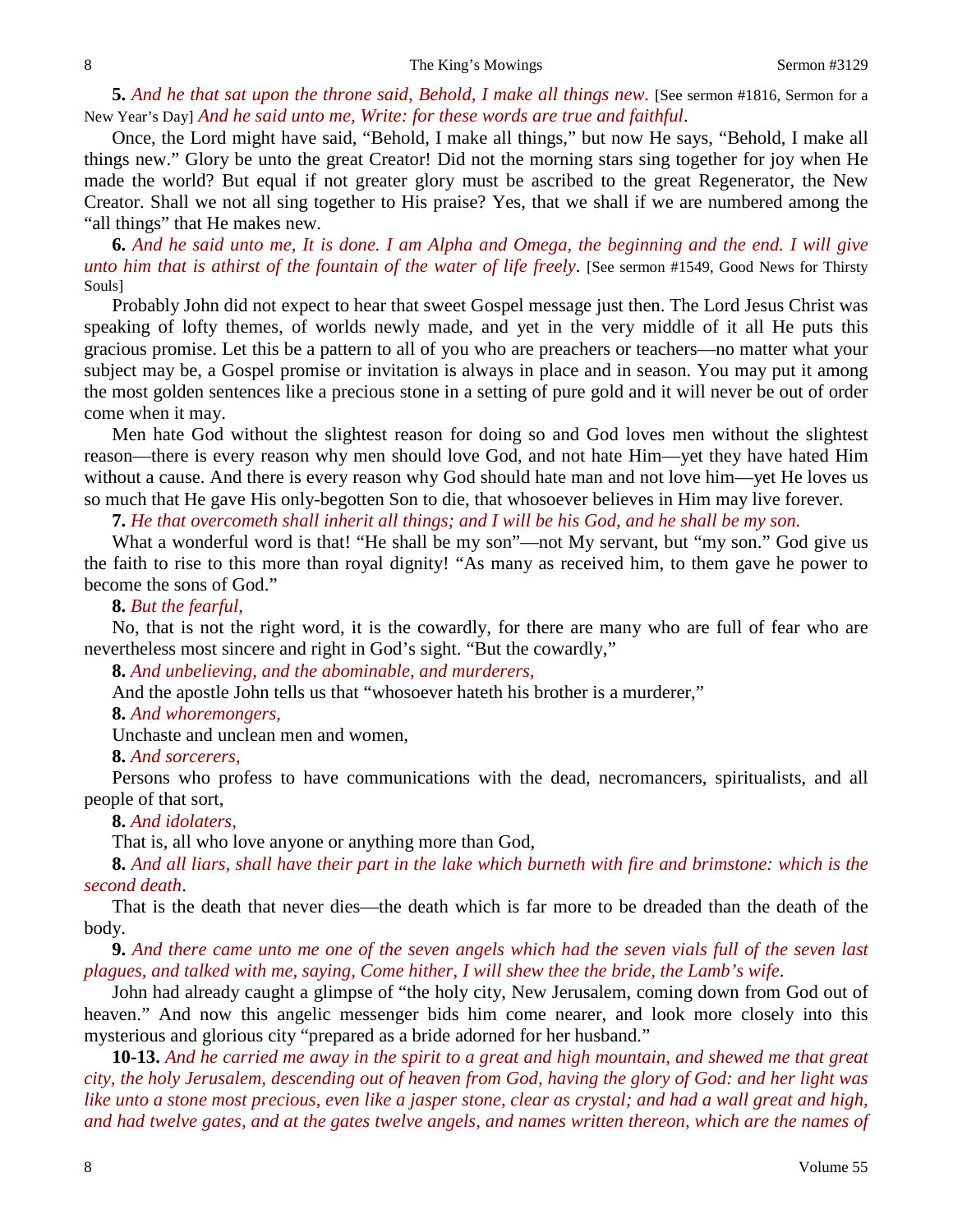**5.** *And he that sat upon the throne said, Behold, I make all things new.* [See sermon #1816, Sermon for a New Year's Day] *And he said unto me, Write: for these words are true and faithful*.

Once, the Lord might have said, "Behold, I make all things," but now He says, "Behold, I make all things new." Glory be unto the great Creator! Did not the morning stars sing together for joy when He made the world? But equal if not greater glory must be ascribed to the great Regenerator, the New Creator. Shall we not all sing together to His praise? Yes, that we shall if we are numbered among the "all things" that He makes new.

**6.** *And he said unto me, It is done. I am Alpha and Omega, the beginning and the end. I will give unto him that is athirst of the fountain of the water of life freely*. [See sermon #1549, Good News for Thirsty Souls]

Probably John did not expect to hear that sweet Gospel message just then. The Lord Jesus Christ was speaking of lofty themes, of worlds newly made, and yet in the very middle of it all He puts this gracious promise. Let this be a pattern to all of you who are preachers or teachers—no matter what your subject may be, a Gospel promise or invitation is always in place and in season. You may put it among the most golden sentences like a precious stone in a setting of pure gold and it will never be out of order come when it may.

Men hate God without the slightest reason for doing so and God loves men without the slightest reason—there is every reason why men should love God, and not hate Him—yet they have hated Him without a cause. And there is every reason why God should hate man and not love him—yet He loves us so much that He gave His only-begotten Son to die, that whosoever believes in Him may live forever.

**7.** *He that overcometh shall inherit all things; and I will be his God, and he shall be my son.*

What a wonderful word is that! "He shall be my son"—not My servant, but "my son." God give us the faith to rise to this more than royal dignity! "As many as received him, to them gave he power to become the sons of God."

**8.** *But the fearful,*

No, that is not the right word, it is the cowardly, for there are many who are full of fear who are nevertheless most sincere and right in God's sight. "But the cowardly,"

**8.** *And unbelieving, and the abominable, and murderers,*

And the apostle John tells us that "whosoever hateth his brother is a murderer,"

**8.** *And whoremongers,*

Unchaste and unclean men and women,

**8.** *And sorcerers,*

Persons who profess to have communications with the dead, necromancers, spiritualists, and all people of that sort,

**8.** *And idolaters,*

That is, all who love anyone or anything more than God,

**8.** *And all liars, shall have their part in the lake which burneth with fire and brimstone: which is the second death*.

That is the death that never dies—the death which is far more to be dreaded than the death of the body.

**9.** *And there came unto me one of the seven angels which had the seven vials full of the seven last plagues, and talked with me, saying, Come hither, I will shew thee the bride, the Lamb's wife*.

John had already caught a glimpse of "the holy city, New Jerusalem, coming down from God out of heaven." And now this angelic messenger bids him come nearer, and look more closely into this mysterious and glorious city "prepared as a bride adorned for her husband."

**10-13.** *And he carried me away in the spirit to a great and high mountain, and shewed me that great city, the holy Jerusalem, descending out of heaven from God, having the glory of God: and her light was like unto a stone most precious, even like a jasper stone, clear as crystal; and had a wall great and high, and had twelve gates, and at the gates twelve angels, and names written thereon, which are the names of*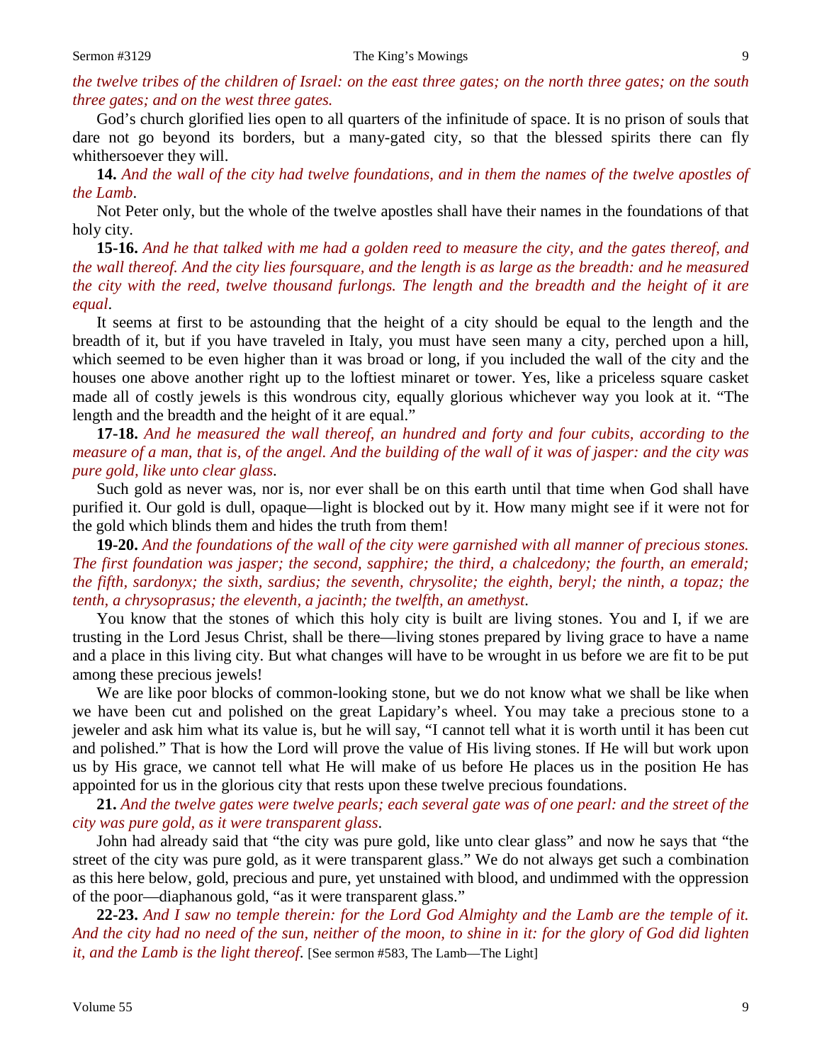*the twelve tribes of the children of Israel: on the east three gates; on the north three gates; on the south three gates; and on the west three gates.*

God's church glorified lies open to all quarters of the infinitude of space. It is no prison of souls that dare not go beyond its borders, but a many-gated city, so that the blessed spirits there can fly whithersoever they will.

**14.** *And the wall of the city had twelve foundations, and in them the names of the twelve apostles of the Lamb*.

Not Peter only, but the whole of the twelve apostles shall have their names in the foundations of that holy city.

**15-16.** *And he that talked with me had a golden reed to measure the city, and the gates thereof, and the wall thereof. And the city lies foursquare, and the length is as large as the breadth: and he measured the city with the reed, twelve thousand furlongs. The length and the breadth and the height of it are equal*.

It seems at first to be astounding that the height of a city should be equal to the length and the breadth of it, but if you have traveled in Italy, you must have seen many a city, perched upon a hill, which seemed to be even higher than it was broad or long, if you included the wall of the city and the houses one above another right up to the loftiest minaret or tower. Yes, like a priceless square casket made all of costly jewels is this wondrous city, equally glorious whichever way you look at it. "The length and the breadth and the height of it are equal."

**17-18.** *And he measured the wall thereof, an hundred and forty and four cubits, according to the measure of a man, that is, of the angel. And the building of the wall of it was of jasper: and the city was pure gold, like unto clear glass*.

Such gold as never was, nor is, nor ever shall be on this earth until that time when God shall have purified it. Our gold is dull, opaque—light is blocked out by it. How many might see if it were not for the gold which blinds them and hides the truth from them!

**19-20.** *And the foundations of the wall of the city were garnished with all manner of precious stones. The first foundation was jasper; the second, sapphire; the third, a chalcedony; the fourth, an emerald; the fifth, sardonyx; the sixth, sardius; the seventh, chrysolite; the eighth, beryl; the ninth, a topaz; the tenth, a chrysoprasus; the eleventh, a jacinth; the twelfth, an amethyst*.

You know that the stones of which this holy city is built are living stones. You and I, if we are trusting in the Lord Jesus Christ, shall be there—living stones prepared by living grace to have a name and a place in this living city. But what changes will have to be wrought in us before we are fit to be put among these precious jewels!

We are like poor blocks of common-looking stone, but we do not know what we shall be like when we have been cut and polished on the great Lapidary's wheel. You may take a precious stone to a jeweler and ask him what its value is, but he will say, "I cannot tell what it is worth until it has been cut and polished." That is how the Lord will prove the value of His living stones. If He will but work upon us by His grace, we cannot tell what He will make of us before He places us in the position He has appointed for us in the glorious city that rests upon these twelve precious foundations.

**21.** *And the twelve gates were twelve pearls; each several gate was of one pearl: and the street of the city was pure gold, as it were transparent glass*.

John had already said that "the city was pure gold, like unto clear glass" and now he says that "the street of the city was pure gold, as it were transparent glass." We do not always get such a combination as this here below, gold, precious and pure, yet unstained with blood, and undimmed with the oppression of the poor—diaphanous gold, "as it were transparent glass."

**22-23.** *And I saw no temple therein: for the Lord God Almighty and the Lamb are the temple of it. And the city had no need of the sun, neither of the moon, to shine in it: for the glory of God did lighten it, and the Lamb is the light thereof*. [See sermon #583, The Lamb—The Light]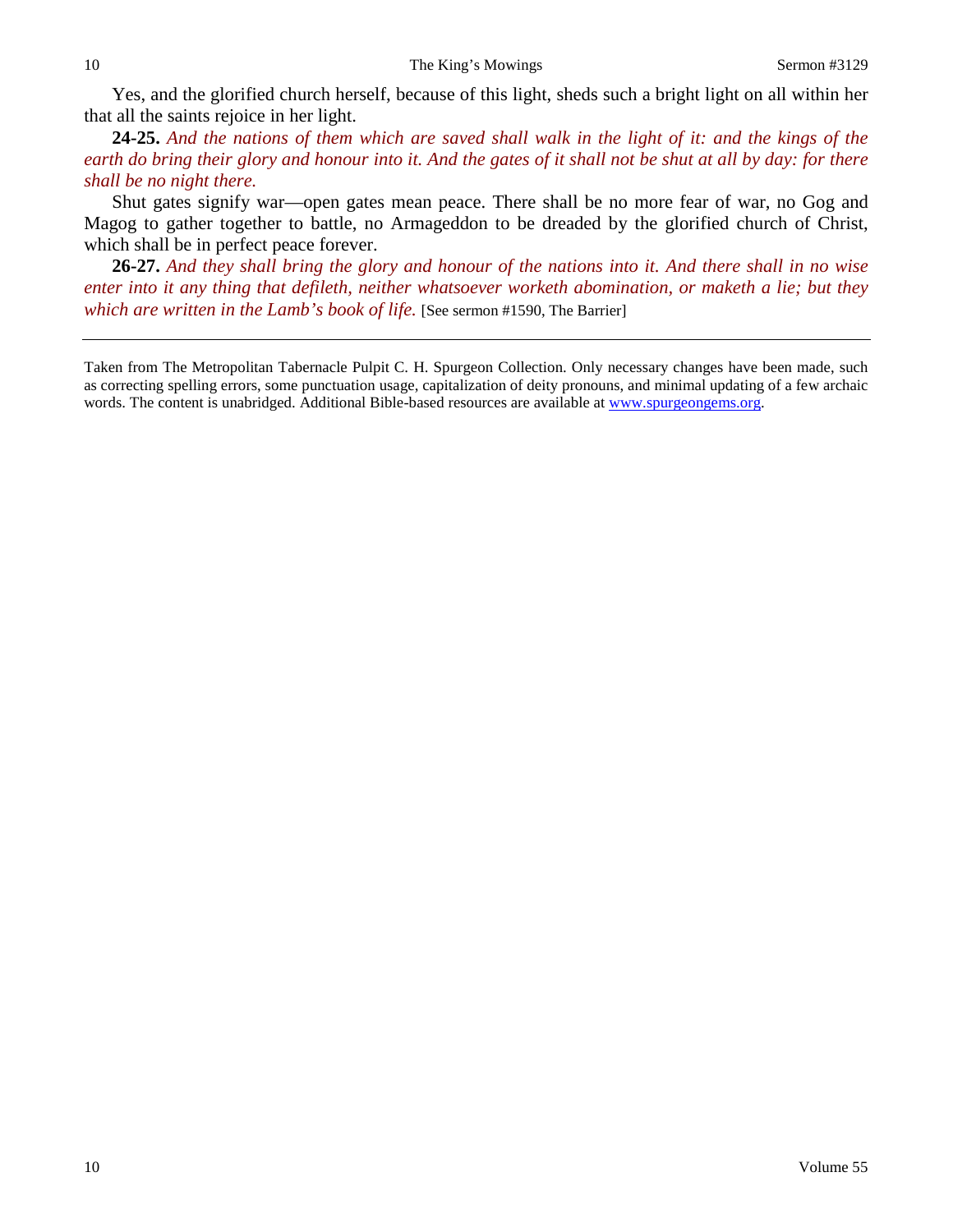Yes, and the glorified church herself, because of this light, sheds such a bright light on all within her that all the saints rejoice in her light.

**24-25.** *And the nations of them which are saved shall walk in the light of it: and the kings of the earth do bring their glory and honour into it. And the gates of it shall not be shut at all by day: for there shall be no night there.*

Shut gates signify war—open gates mean peace. There shall be no more fear of war, no Gog and Magog to gather together to battle, no Armageddon to be dreaded by the glorified church of Christ, which shall be in perfect peace forever.

**26-27.** *And they shall bring the glory and honour of the nations into it. And there shall in no wise enter into it any thing that defileth, neither whatsoever worketh abomination, or maketh a lie; but they which are written in the Lamb's book of life.* [See sermon #1590, The Barrier]

---

Taken from The Metropolitan Tabernacle Pulpit C. H. Spurgeon Collection. Only necessary changes have been made, such as correcting spelling errors, some punctuation usage, capitalization of deity pronouns, and minimal updating of a few archaic words. The content is unabridged. Additional Bible-based resources are available at www.spurgeongems.org.